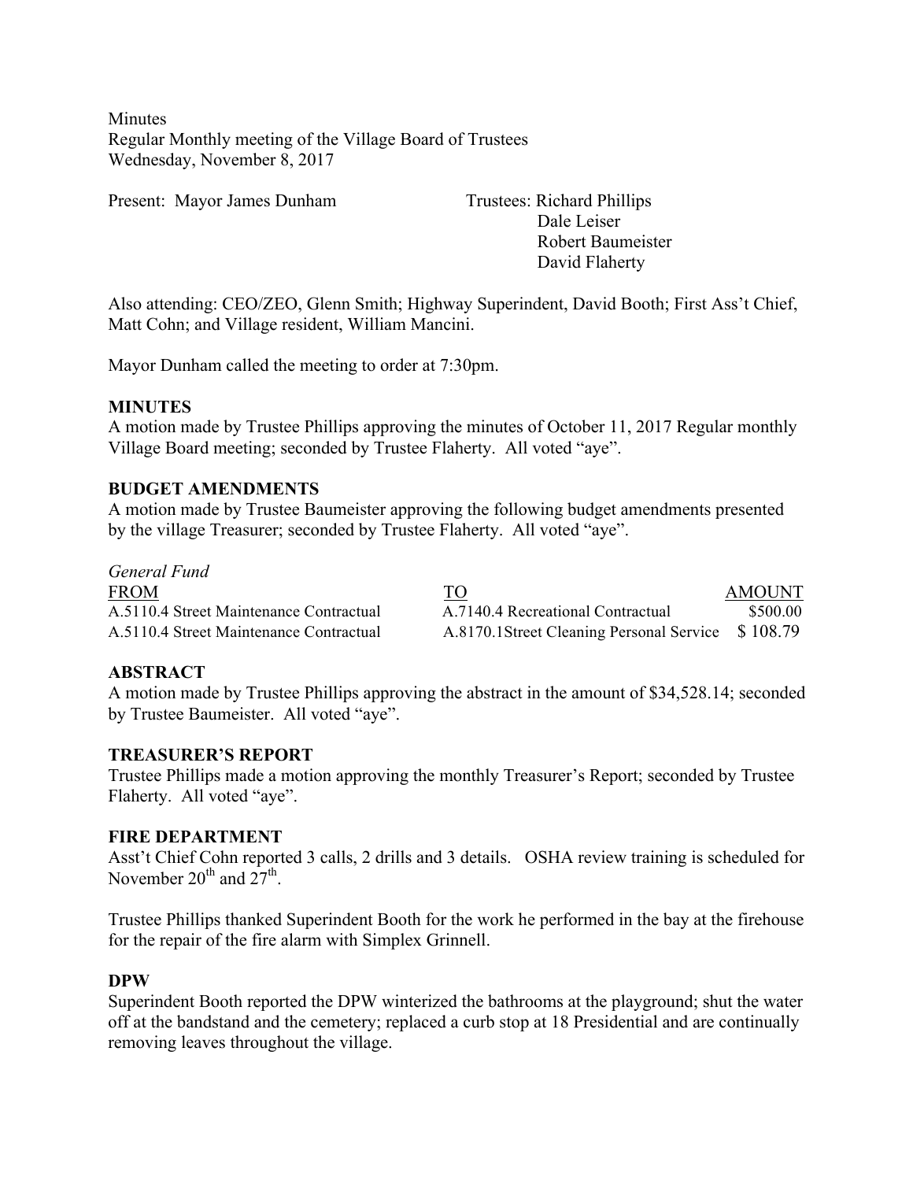Minutes
Regular Monthly meeting of the Village Board of Trustees
Wednesday, November 8, 2017

Present: Mayor James Dunham

Trustees: Richard Phillips
Dale Leiser
Robert Baumeister
David Flaherty

Also attending: CEO/ZEO, Glenn Smith; Highway Superindent, David Booth; First Ass't Chief, Matt Cohn; and Village resident, William Mancini.

Mayor Dunham called the meeting to order at 7:30pm.

**MINUTES**
A motion made by Trustee Phillips approving the minutes of October 11, 2017 Regular monthly Village Board meeting; seconded by Trustee Flaherty. All voted "aye".

**BUDGET AMENDMENTS**
A motion made by Trustee Baumeister approving the following budget amendments presented by the village Treasurer; seconded by Trustee Flaherty. All voted "aye".

*General Fund*

| FROM | TO | AMOUNT |
|---|---|---|
| A.5110.4 Street Maintenance Contractual | A.7140.4 Recreational Contractual | $500.00 |
| A.5110.4 Street Maintenance Contractual | A.8170.1Street Cleaning Personal Service | $ 108.79 |

**ABSTRACT**
A motion made by Trustee Phillips approving the abstract in the amount of $34,528.14; seconded by Trustee Baumeister. All voted "aye".

**TREASURER'S REPORT**
Trustee Phillips made a motion approving the monthly Treasurer's Report; seconded by Trustee Flaherty. All voted "aye".

**FIRE DEPARTMENT**
Asst't Chief Cohn reported 3 calls, 2 drills and 3 details. OSHA review training is scheduled for November 20th and 27th.

Trustee Phillips thanked Superindent Booth for the work he performed in the bay at the firehouse for the repair of the fire alarm with Simplex Grinnell.

**DPW**
Superindent Booth reported the DPW winterized the bathrooms at the playground; shut the water off at the bandstand and the cemetery; replaced a curb stop at 18 Presidential and are continually removing leaves throughout the village.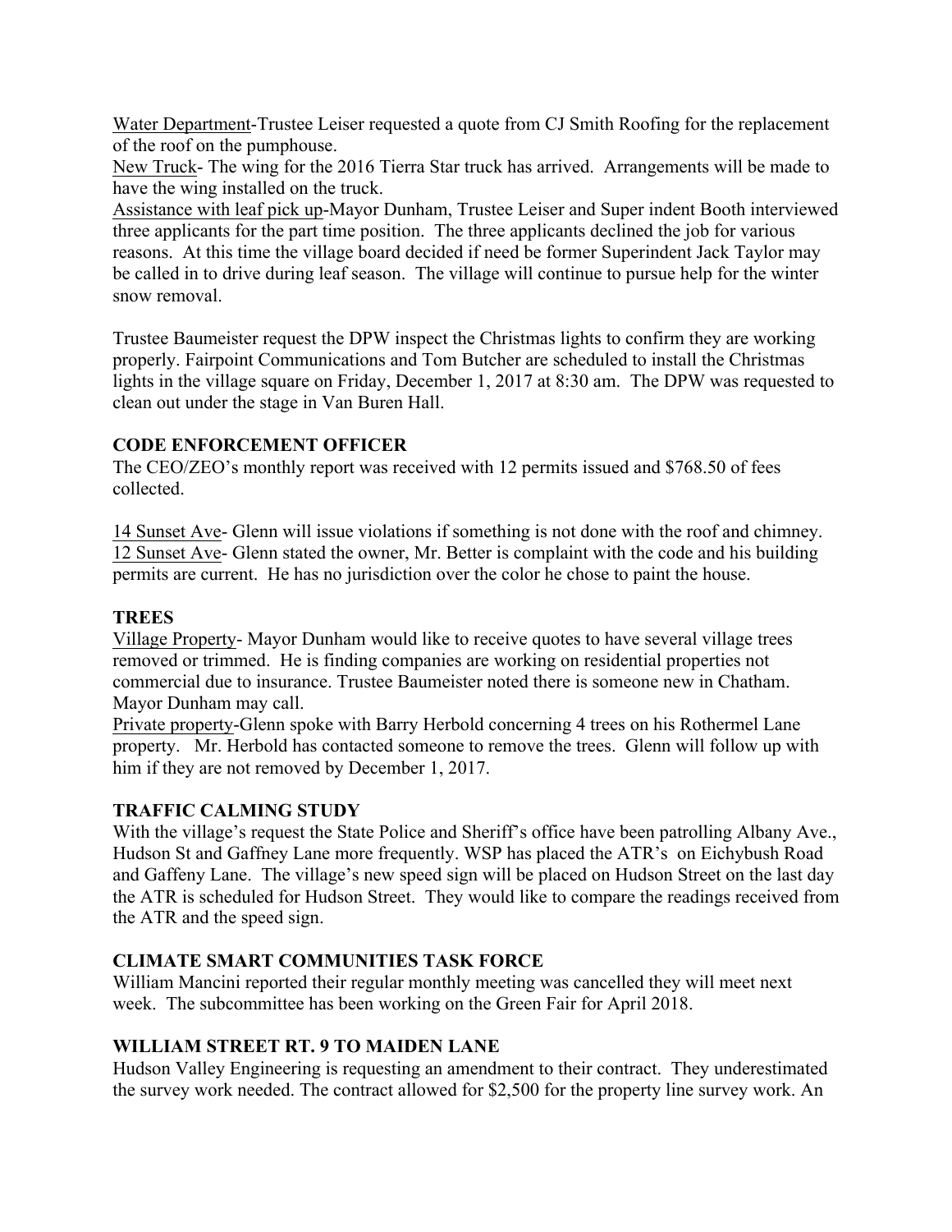Water Department-Trustee Leiser requested a quote from CJ Smith Roofing for the replacement of the roof on the pumphouse.

New Truck- The wing for the 2016 Tierra Star truck has arrived. Arrangements will be made to have the wing installed on the truck.

Assistance with leaf pick up-Mayor Dunham, Trustee Leiser and Super indent Booth interviewed three applicants for the part time position. The three applicants declined the job for various reasons. At this time the village board decided if need be former Superindent Jack Taylor may be called in to drive during leaf season. The village will continue to pursue help for the winter snow removal.

Trustee Baumeister request the DPW inspect the Christmas lights to confirm they are working properly. Fairpoint Communications and Tom Butcher are scheduled to install the Christmas lights in the village square on Friday, December 1, 2017 at 8:30 am. The DPW was requested to clean out under the stage in Van Buren Hall.

**CODE ENFORCEMENT OFFICER**

The CEO/ZEO's monthly report was received with 12 permits issued and $768.50 of fees collected.

14 Sunset Ave- Glenn will issue violations if something is not done with the roof and chimney.

12 Sunset Ave- Glenn stated the owner, Mr. Better is complaint with the code and his building permits are current. He has no jurisdiction over the color he chose to paint the house.

**TREES**

Village Property- Mayor Dunham would like to receive quotes to have several village trees removed or trimmed. He is finding companies are working on residential properties not commercial due to insurance. Trustee Baumeister noted there is someone new in Chatham. Mayor Dunham may call.

Private property-Glenn spoke with Barry Herbold concerning 4 trees on his Rothermel Lane property. Mr. Herbold has contacted someone to remove the trees. Glenn will follow up with him if they are not removed by December 1, 2017.

**TRAFFIC CALMING STUDY**

With the village's request the State Police and Sheriff's office have been patrolling Albany Ave., Hudson St and Gaffney Lane more frequently. WSP has placed the ATR's on Eichybush Road and Gaffeny Lane. The village's new speed sign will be placed on Hudson Street on the last day the ATR is scheduled for Hudson Street. They would like to compare the readings received from the ATR and the speed sign.

**CLIMATE SMART COMMUNITIES TASK FORCE**

William Mancini reported their regular monthly meeting was cancelled they will meet next week. The subcommittee has been working on the Green Fair for April 2018.

**WILLIAM STREET RT. 9 TO MAIDEN LANE**

Hudson Valley Engineering is requesting an amendment to their contract. They underestimated the survey work needed. The contract allowed for $2,500 for the property line survey work. An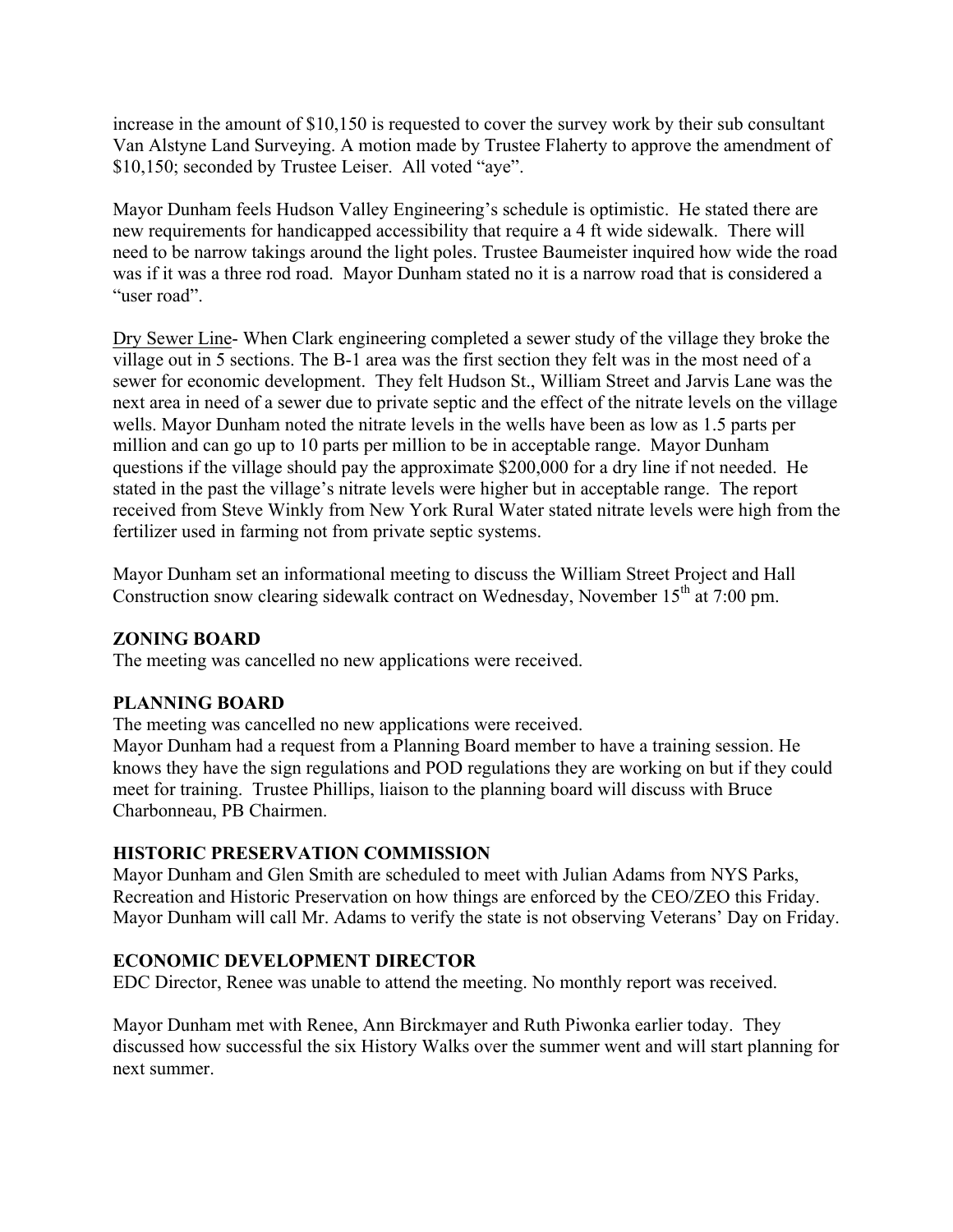increase in the amount of $10,150 is requested to cover the survey work by their sub consultant Van Alstyne Land Surveying. A motion made by Trustee Flaherty to approve the amendment of $10,150; seconded by Trustee Leiser. All voted "aye".

Mayor Dunham feels Hudson Valley Engineering's schedule is optimistic. He stated there are new requirements for handicapped accessibility that require a 4 ft wide sidewalk. There will need to be narrow takings around the light poles. Trustee Baumeister inquired how wide the road was if it was a three rod road. Mayor Dunham stated no it is a narrow road that is considered a "user road".

Dry Sewer Line- When Clark engineering completed a sewer study of the village they broke the village out in 5 sections. The B-1 area was the first section they felt was in the most need of a sewer for economic development. They felt Hudson St., William Street and Jarvis Lane was the next area in need of a sewer due to private septic and the effect of the nitrate levels on the village wells. Mayor Dunham noted the nitrate levels in the wells have been as low as 1.5 parts per million and can go up to 10 parts per million to be in acceptable range. Mayor Dunham questions if the village should pay the approximate $200,000 for a dry line if not needed. He stated in the past the village's nitrate levels were higher but in acceptable range. The report received from Steve Winkly from New York Rural Water stated nitrate levels were high from the fertilizer used in farming not from private septic systems.

Mayor Dunham set an informational meeting to discuss the William Street Project and Hall Construction snow clearing sidewalk contract on Wednesday, November 15th at 7:00 pm.

**ZONING BOARD**

The meeting was cancelled no new applications were received.

**PLANNING BOARD**

The meeting was cancelled no new applications were received.
Mayor Dunham had a request from a Planning Board member to have a training session. He knows they have the sign regulations and POD regulations they are working on but if they could meet for training. Trustee Phillips, liaison to the planning board will discuss with Bruce Charbonneau, PB Chairmen.

**HISTORIC PRESERVATION COMMISSION**

Mayor Dunham and Glen Smith are scheduled to meet with Julian Adams from NYS Parks, Recreation and Historic Preservation on how things are enforced by the CEO/ZEO this Friday. Mayor Dunham will call Mr. Adams to verify the state is not observing Veterans' Day on Friday.

**ECONOMIC DEVELOPMENT DIRECTOR**

EDC Director, Renee was unable to attend the meeting. No monthly report was received.

Mayor Dunham met with Renee, Ann Birckmayer and Ruth Piwonka earlier today. They discussed how successful the six History Walks over the summer went and will start planning for next summer.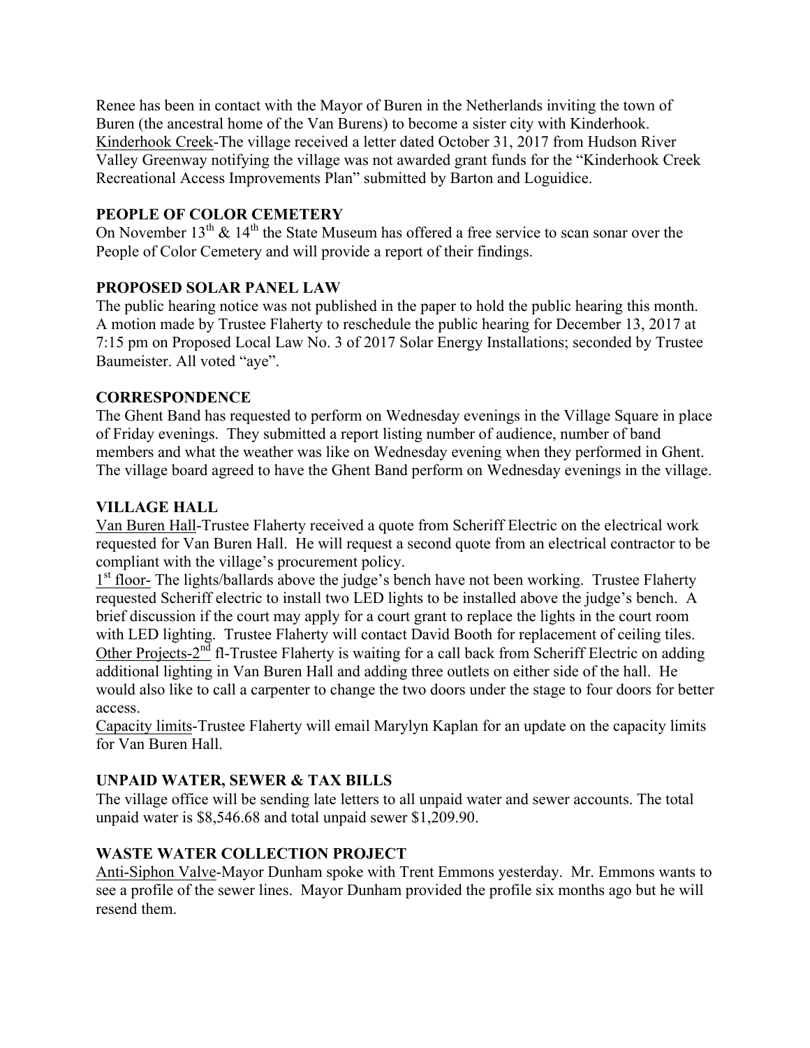Renee has been in contact with the Mayor of Buren in the Netherlands inviting the town of Buren (the ancestral home of the Van Burens) to become a sister city with Kinderhook.
Kinderhook Creek-The village received a letter dated October 31, 2017 from Hudson River Valley Greenway notifying the village was not awarded grant funds for the "Kinderhook Creek Recreational Access Improvements Plan" submitted by Barton and Loguidice.

**PEOPLE OF COLOR CEMETERY**

On November 13th & 14th the State Museum has offered a free service to scan sonar over the People of Color Cemetery and will provide a report of their findings.

**PROPOSED SOLAR PANEL LAW**

The public hearing notice was not published in the paper to hold the public hearing this month. A motion made by Trustee Flaherty to reschedule the public hearing for December 13, 2017 at 7:15 pm on Proposed Local Law No. 3 of 2017 Solar Energy Installations; seconded by Trustee Baumeister. All voted "aye".

**CORRESPONDENCE**

The Ghent Band has requested to perform on Wednesday evenings in the Village Square in place of Friday evenings. They submitted a report listing number of audience, number of band members and what the weather was like on Wednesday evening when they performed in Ghent. The village board agreed to have the Ghent Band perform on Wednesday evenings in the village.

**VILLAGE HALL**

Van Buren Hall-Trustee Flaherty received a quote from Scheriff Electric on the electrical work requested for Van Buren Hall. He will request a second quote from an electrical contractor to be compliant with the village's procurement policy.
1st floor- The lights/ballards above the judge's bench have not been working. Trustee Flaherty requested Scheriff electric to install two LED lights to be installed above the judge's bench. A brief discussion if the court may apply for a court grant to replace the lights in the court room with LED lighting. Trustee Flaherty will contact David Booth for replacement of ceiling tiles.
Other Projects-2nd fl-Trustee Flaherty is waiting for a call back from Scheriff Electric on adding additional lighting in Van Buren Hall and adding three outlets on either side of the hall. He would also like to call a carpenter to change the two doors under the stage to four doors for better access.
Capacity limits-Trustee Flaherty will email Marylyn Kaplan for an update on the capacity limits for Van Buren Hall.

**UNPAID WATER, SEWER & TAX BILLS**

The village office will be sending late letters to all unpaid water and sewer accounts. The total unpaid water is $8,546.68 and total unpaid sewer $1,209.90.

**WASTE WATER COLLECTION PROJECT**

Anti-Siphon Valve-Mayor Dunham spoke with Trent Emmons yesterday. Mr. Emmons wants to see a profile of the sewer lines. Mayor Dunham provided the profile six months ago but he will resend them.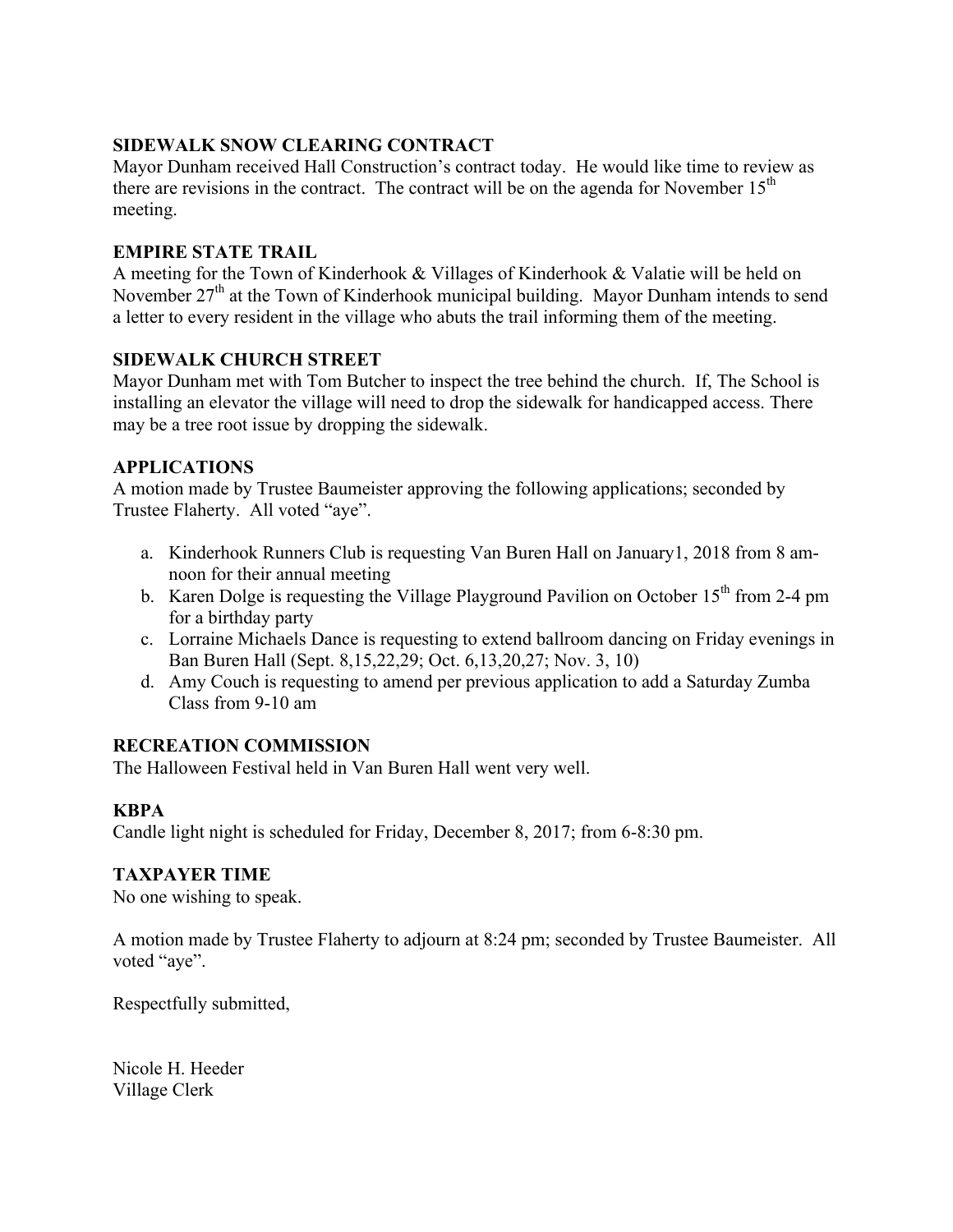**SIDEWALK SNOW CLEARING CONTRACT**

Mayor Dunham received Hall Construction's contract today. He would like time to review as there are revisions in the contract. The contract will be on the agenda for November 15th meeting.

**EMPIRE STATE TRAIL**

A meeting for the Town of Kinderhook & Villages of Kinderhook & Valatie will be held on November 27th at the Town of Kinderhook municipal building. Mayor Dunham intends to send a letter to every resident in the village who abuts the trail informing them of the meeting.

**SIDEWALK CHURCH STREET**

Mayor Dunham met with Tom Butcher to inspect the tree behind the church. If, The School is installing an elevator the village will need to drop the sidewalk for handicapped access. There may be a tree root issue by dropping the sidewalk.

**APPLICATIONS**

A motion made by Trustee Baumeister approving the following applications; seconded by Trustee Flaherty. All voted "aye".

a. Kinderhook Runners Club is requesting Van Buren Hall on January1, 2018 from 8 am-noon for their annual meeting
b. Karen Dolge is requesting the Village Playground Pavilion on October 15th from 2-4 pm for a birthday party
c. Lorraine Michaels Dance is requesting to extend ballroom dancing on Friday evenings in Ban Buren Hall (Sept. 8,15,22,29; Oct. 6,13,20,27; Nov. 3, 10)
d. Amy Couch is requesting to amend per previous application to add a Saturday Zumba Class from 9-10 am

**RECREATION COMMISSION**

The Halloween Festival held in Van Buren Hall went very well.

**KBPA**

Candle light night is scheduled for Friday, December 8, 2017; from 6-8:30 pm.

**TAXPAYER TIME**

No one wishing to speak.

A motion made by Trustee Flaherty to adjourn at 8:24 pm; seconded by Trustee Baumeister. All voted "aye".

Respectfully submitted,

Nicole H. Heeder
Village Clerk